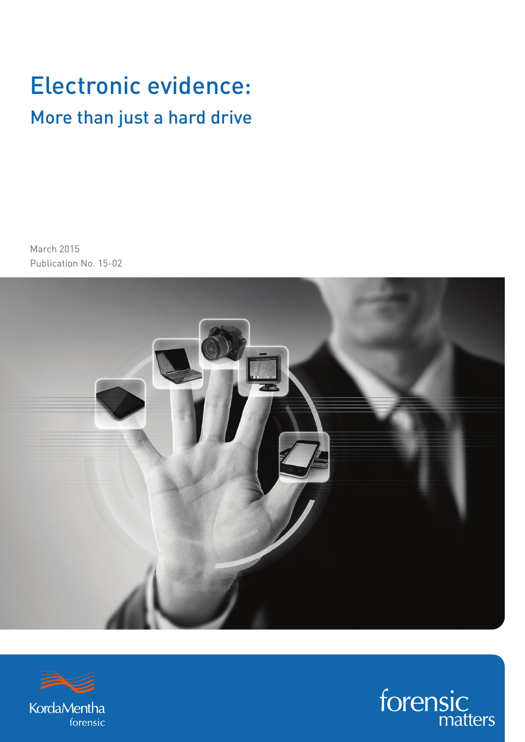# Electronic evidence:

## More than just a hard drive

March 2015
Publication No. 15-02

KordaMentha forensic

forensic matters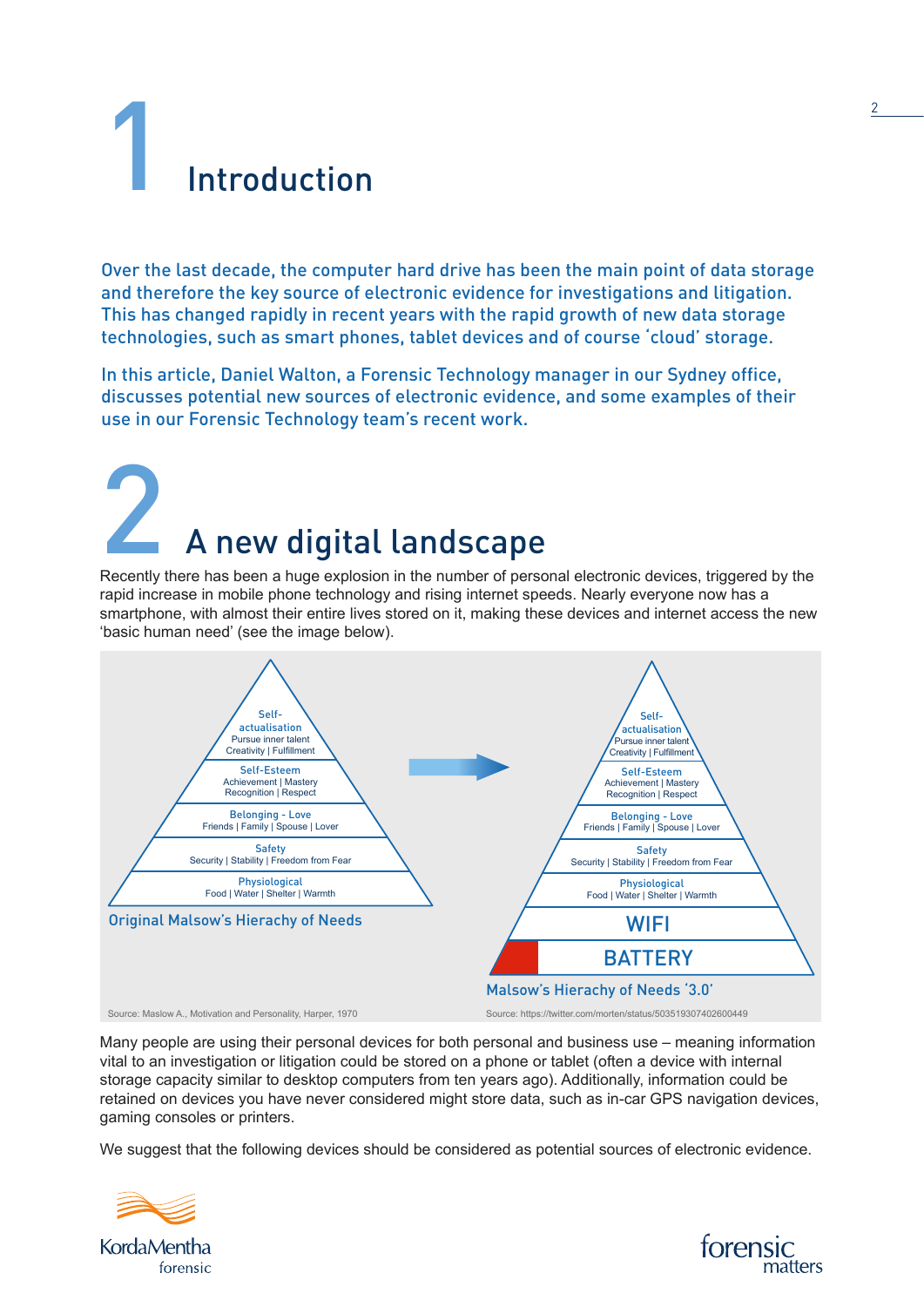// (the instructions say no images were detected; the pyramids are diagrams with text)

# 1 Introduction

Over the last decade, the computer hard drive has been the main point of data storage and therefore the key source of electronic evidence for investigations and litigation. This has changed rapidly in recent years with the rapid growth of new data storage technologies, such as smart phones, tablet devices and of course 'cloud' storage.

In this article, Daniel Walton, a Forensic Technology manager in our Sydney office, discusses potential new sources of electronic evidence, and some examples of their use in our Forensic Technology team's recent work.

# 2 A new digital landscape

Recently there has been a huge explosion in the number of personal electronic devices, triggered by the rapid increase in mobile phone technology and rising internet speeds. Nearly everyone now has a smartphone, with almost their entire lives stored on it, making these devices and internet access the new 'basic human need' (see the image below).

Self-actualisation
Pursue inner talent
Creativity | Fulfillment

Self-Esteem
Achievement | Mastery
Recognition | Respect

Belonging - Love
Friends | Family | Spouse | Lover

Safety
Security | Stability | Freedom from Fear

Physiological
Food | Water | Shelter | Warmth

Original Malsow's Hierachy of Needs

Self-actualisation
Pursue inner talent
Creativity | Fulfillment

Self-Esteem
Achievement | Mastery
Recognition | Respect

Belonging - Love
Friends | Family | Spouse | Lover

Safety
Security | Stability | Freedom from Fear

Physiological
Food | Water | Shelter | Warmth

WIFI

BATTERY

Malsow's Hierachy of Needs '3.0'

Source: Maslow A., Motivation and Personality, Harper, 1970

Source: https://twitter.com/morten/status/503519307402600449

Many people are using their personal devices for both personal and business use – meaning information vital to an investigation or litigation could be stored on a phone or tablet (often a device with internal storage capacity similar to desktop computers from ten years ago). Additionally, information could be retained on devices you have never considered might store data, such as in-car GPS navigation devices, gaming consoles or printers.

We suggest that the following devices should be considered as potential sources of electronic evidence.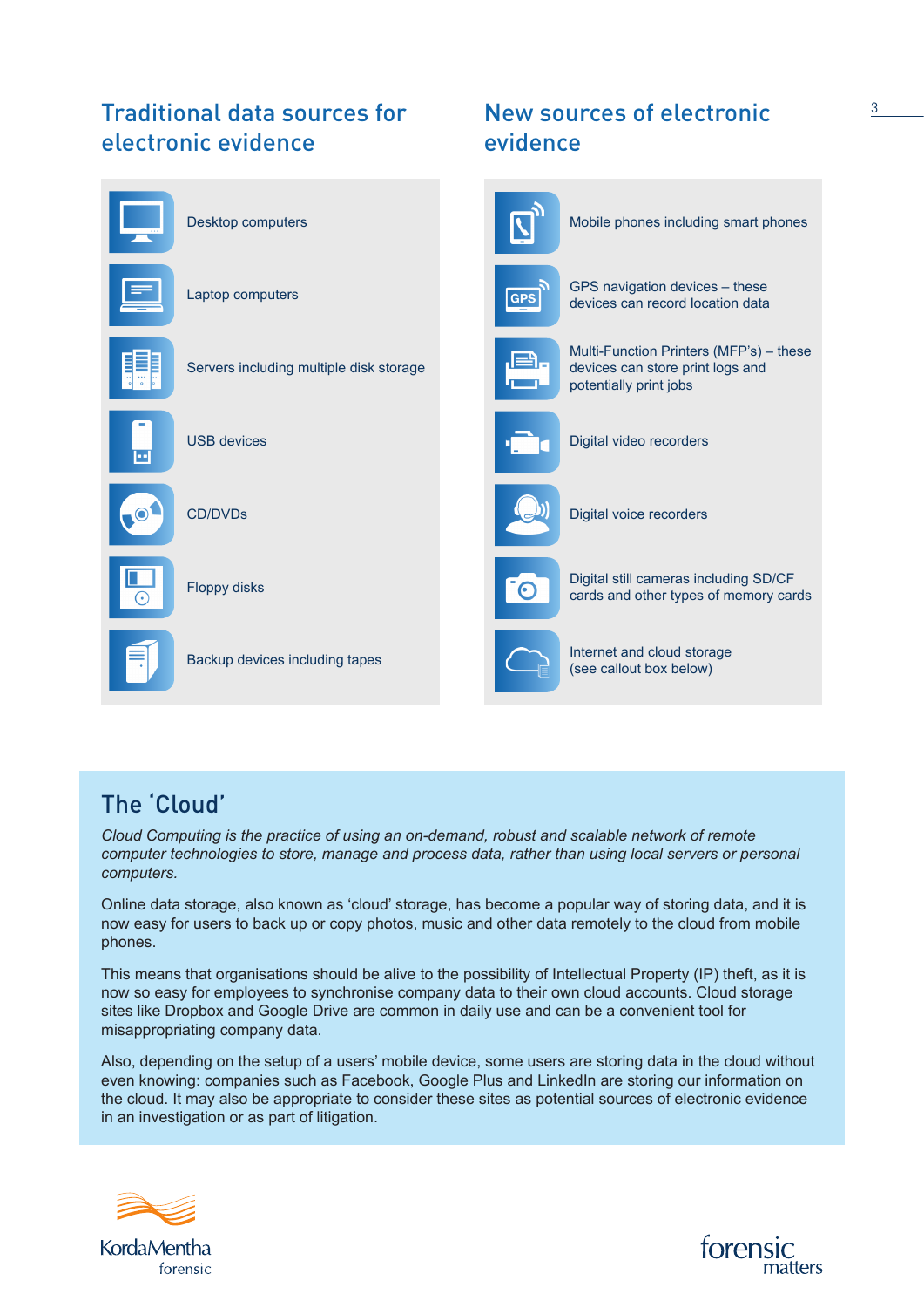## Traditional data sources for electronic evidence

- Desktop computers
- Laptop computers
- Servers including multiple disk storage
- USB devices
- CD/DVDs
- Floppy disks
- Backup devices including tapes

## New sources of electronic evidence

- Mobile phones including smart phones
- GPS navigation devices – these devices can record location data
- Multi-Function Printers (MFP's) – these devices can store print logs and potentially print jobs
- Digital video recorders
- Digital voice recorders
- Digital still cameras including SD/CF cards and other types of memory cards
- Internet and cloud storage (see callout box below)

## The 'Cloud'

*Cloud Computing is the practice of using an on-demand, robust and scalable network of remote computer technologies to store, manage and process data, rather than using local servers or personal computers.*

Online data storage, also known as 'cloud' storage, has become a popular way of storing data, and it is now easy for users to back up or copy photos, music and other data remotely to the cloud from mobile phones.

This means that organisations should be alive to the possibility of Intellectual Property (IP) theft, as it is now so easy for employees to synchronise company data to their own cloud accounts. Cloud storage sites like Dropbox and Google Drive are common in daily use and can be a convenient tool for misappropriating company data.

Also, depending on the setup of a users' mobile device, some users are storing data in the cloud without even knowing: companies such as Facebook, Google Plus and LinkedIn are storing our information on the cloud. It may also be appropriate to consider these sites as potential sources of electronic evidence in an investigation or as part of litigation.

KordaMentha forensic

forensic matters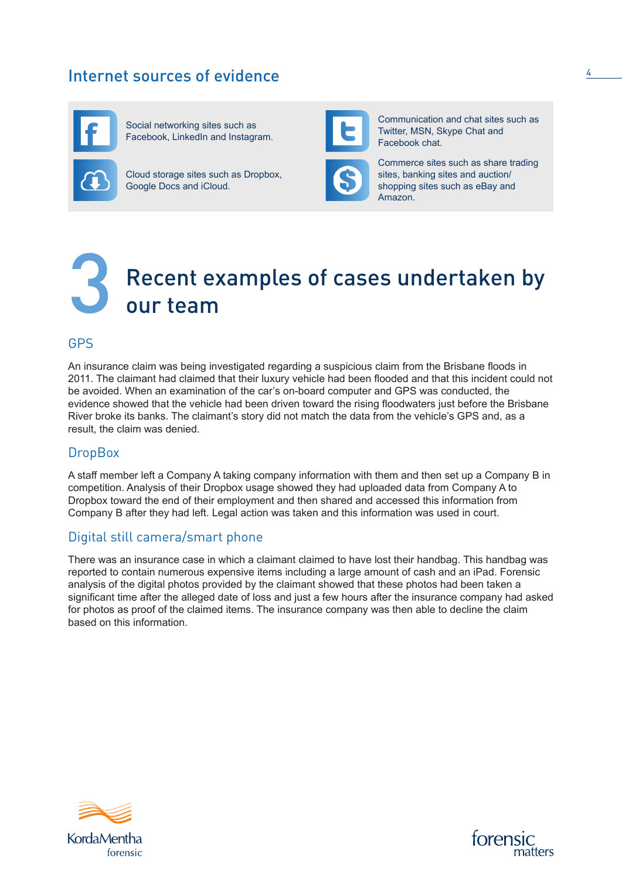## Internet sources of evidence

- Social networking sites such as Facebook, LinkedIn and Instagram.
- Cloud storage sites such as Dropbox, Google Docs and iCloud.
- Communication and chat sites such as Twitter, MSN, Skype Chat and Facebook chat.
- Commerce sites such as share trading sites, banking sites and auction/ shopping sites such as eBay and Amazon.

# 3 Recent examples of cases undertaken by our team

### GPS

An insurance claim was being investigated regarding a suspicious claim from the Brisbane floods in 2011. The claimant had claimed that their luxury vehicle had been flooded and that this incident could not be avoided. When an examination of the car's on-board computer and GPS was conducted, the evidence showed that the vehicle had been driven toward the rising floodwaters just before the Brisbane River broke its banks. The claimant's story did not match the data from the vehicle's GPS and, as a result, the claim was denied.

### DropBox

A staff member left a Company A taking company information with them and then set up a Company B in competition. Analysis of their Dropbox usage showed they had uploaded data from Company A to Dropbox toward the end of their employment and then shared and accessed this information from Company B after they had left. Legal action was taken and this information was used in court.

### Digital still camera/smart phone

There was an insurance case in which a claimant claimed to have lost their handbag. This handbag was reported to contain numerous expensive items including a large amount of cash and an iPad. Forensic analysis of the digital photos provided by the claimant showed that these photos had been taken a significant time after the alleged date of loss and just a few hours after the insurance company had asked for photos as proof of the claimed items. The insurance company was then able to decline the claim based on this information.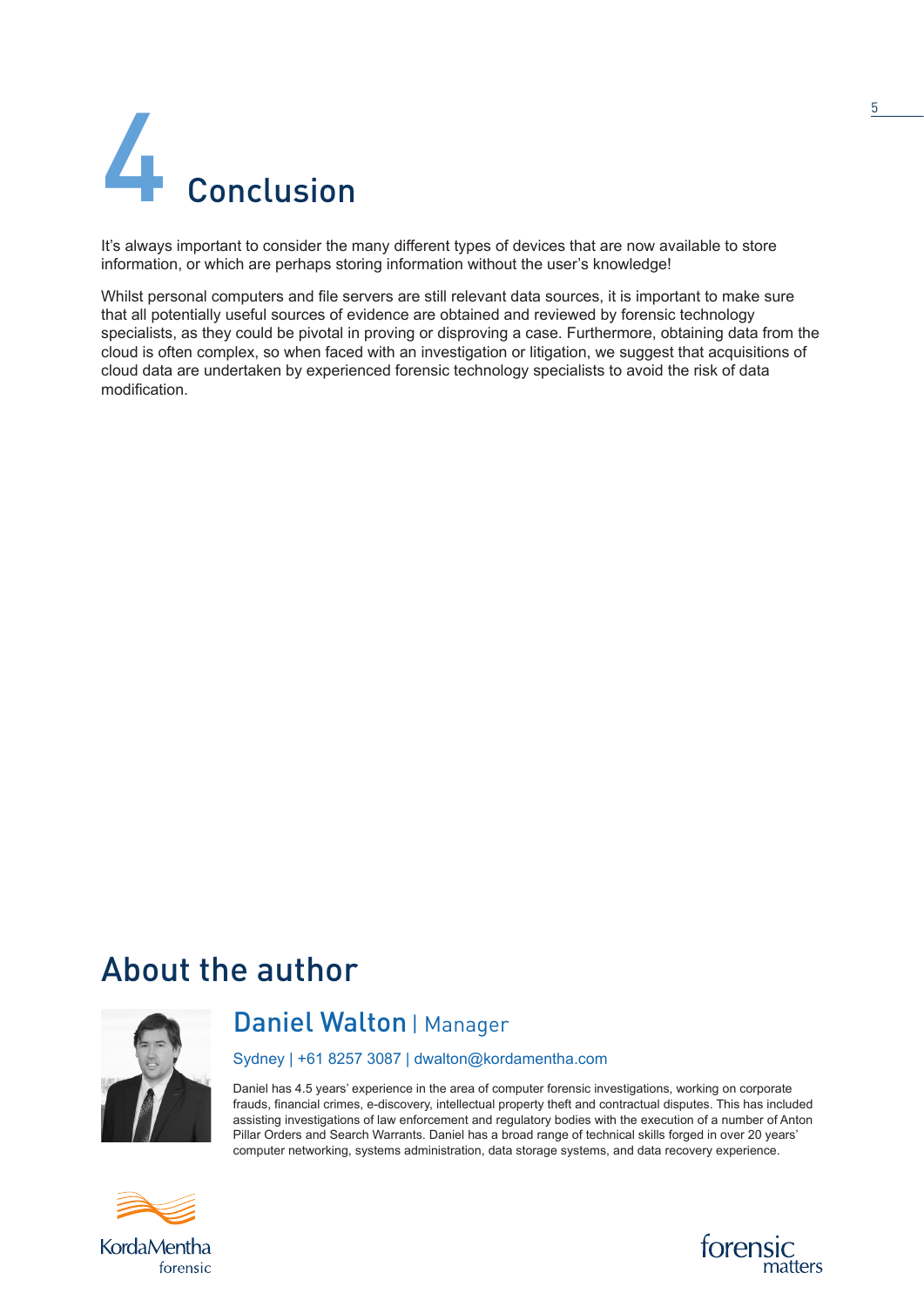# 4 Conclusion

It's always important to consider the many different types of devices that are now available to store information, or which are perhaps storing information without the user's knowledge!

Whilst personal computers and file servers are still relevant data sources, it is important to make sure that all potentially useful sources of evidence are obtained and reviewed by forensic technology specialists, as they could be pivotal in proving or disproving a case. Furthermore, obtaining data from the cloud is often complex, so when faced with an investigation or litigation, we suggest that acquisitions of cloud data are undertaken by experienced forensic technology specialists to avoid the risk of data modification.

## About the author

### Daniel Walton | Manager

Sydney | +61 8257 3087 | dwalton@kordamentha.com

Daniel has 4.5 years' experience in the area of computer forensic investigations, working on corporate frauds, financial crimes, e-discovery, intellectual property theft and contractual disputes. This has included assisting investigations of law enforcement and regulatory bodies with the execution of a number of Anton Pillar Orders and Search Warrants. Daniel has a broad range of technical skills forged in over 20 years' computer networking, systems administration, data storage systems, and data recovery experience.

KordaMentha forensic

forensic matters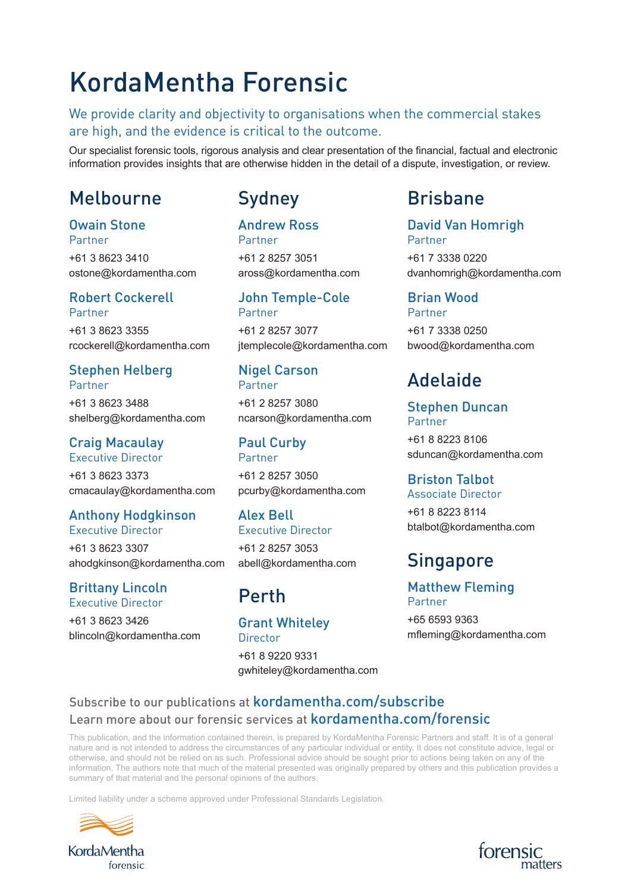# KordaMentha Forensic

We provide clarity and objectivity to organisations when the commercial stakes are high, and the evidence is critical to the outcome.

Our specialist forensic tools, rigorous analysis and clear presentation of the financial, factual and electronic information provides insights that are otherwise hidden in the detail of a dispute, investigation, or review.

## Melbourne

**Owain Stone**
Partner
+61 3 8623 3410
ostone@kordamentha.com

**Robert Cockerell**
Partner
+61 3 8623 3355
rcockerell@kordamentha.com

**Stephen Helberg**
Partner
+61 3 8623 3488
shelberg@kordamentha.com

**Craig Macaulay**
Executive Director
+61 3 8623 3373
cmacaulay@kordamentha.com

**Anthony Hodgkinson**
Executive Director
+61 3 8623 3307
ahodgkinson@kordamentha.com

**Brittany Lincoln**
Executive Director
+61 3 8623 3426
blincoln@kordamentha.com

## Sydney

**Andrew Ross**
Partner
+61 2 8257 3051
aross@kordamentha.com

**John Temple-Cole**
Partner
+61 2 8257 3077
jtemplecole@kordamentha.com

**Nigel Carson**
Partner
+61 2 8257 3080
ncarson@kordamentha.com

**Paul Curby**
Partner
+61 2 8257 3050
pcurby@kordamentha.com

**Alex Bell**
Executive Director
+61 2 8257 3053
abell@kordamentha.com

## Perth

**Grant Whiteley**
Director
+61 8 9220 9331
gwhiteley@kordamentha.com

## Brisbane

**David Van Homrigh**
Partner
+61 7 3338 0220
dvanhomrigh@kordamentha.com

**Brian Wood**
Partner
+61 7 3338 0250
bwood@kordamentha.com

## Adelaide

**Stephen Duncan**
Partner
+61 8 8223 8106
sduncan@kordamentha.com

**Briston Talbot**
Associate Director
+61 8 8223 8114
btalbot@kordamentha.com

## Singapore

**Matthew Fleming**
Partner
+65 6593 9363
mfleming@kordamentha.com

Subscribe to our publications at kordamentha.com/subscribe
Learn more about our forensic services at kordamentha.com/forensic

This publication, and the information contained therein, is prepared by KordaMentha Forensic Partners and staff. It is of a general nature and is not intended to address the circumstances of any particular individual or entity. It does not constitute advice, legal or otherwise, and should not be relied on as such. Professional advice should be sought prior to actions being taken on any of the information. The authors note that much of the material presented was originally prepared by others and this publication provides a summary of that material and the personal opinions of the authors.

Limited liability under a scheme approved under Professional Standards Legislation.

KordaMentha forensic

forensic matters